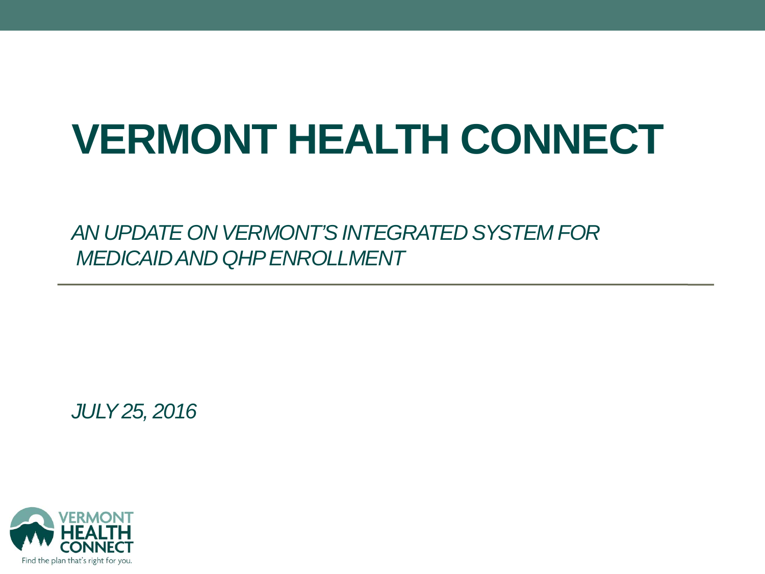# VERMONT HEALTH CONNECT

*AN UPDATE ON VERMONT'S INTEGRATED SYSTEM FOR MEDICAID AND QHP ENROLLMENT*

*JULY 25, 2016*

VERMONT HEALTH CONNECT

Find the plan that's right for you.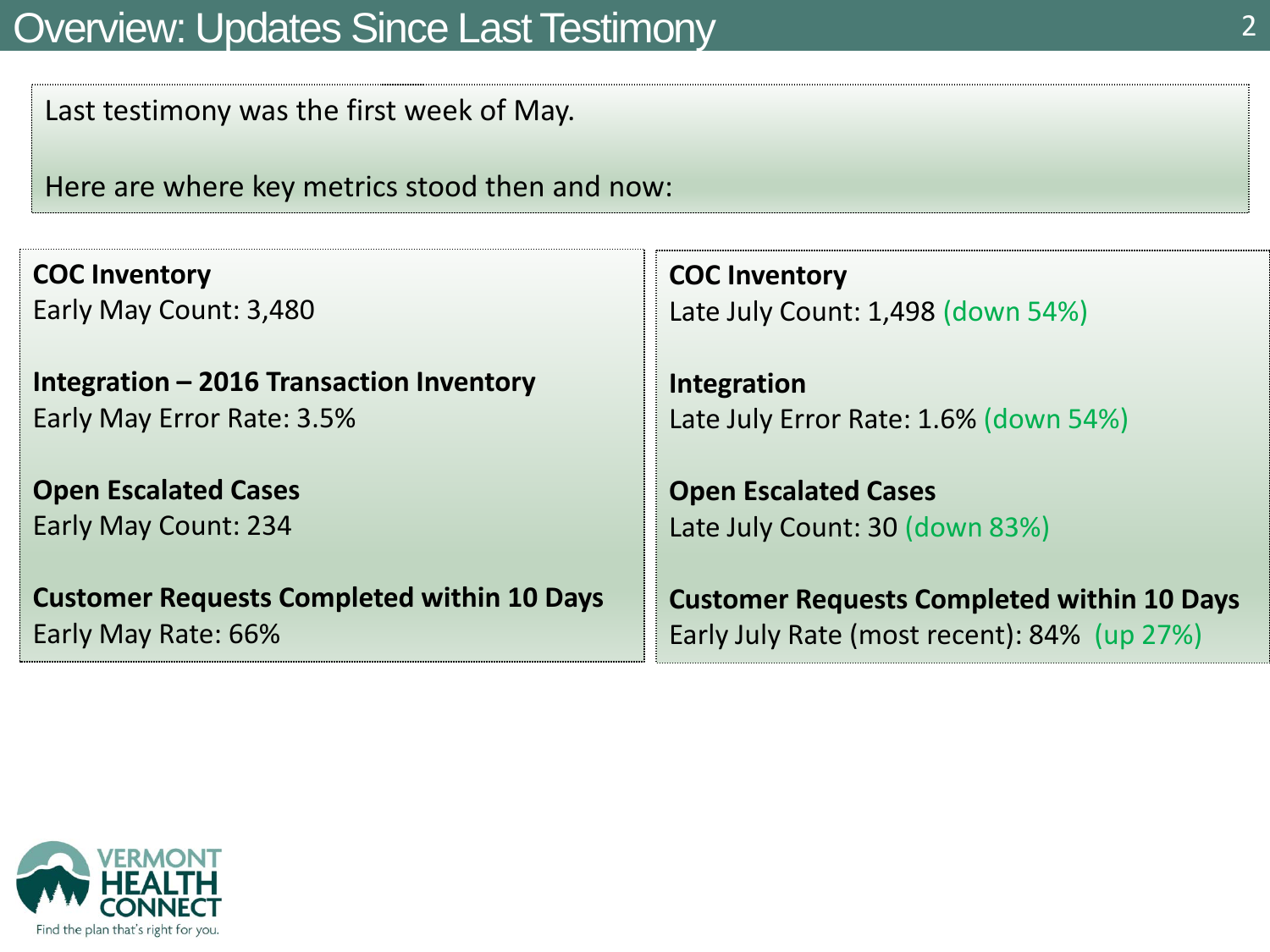# Overview: Updates Since Last Testimony

Last testimony was the first week of May.

Here are where key metrics stood then and now:

**COC Inventory**
Early May Count: 3,480

**Integration – 2016 Transaction Inventory**
Early May Error Rate: 3.5%

**Open Escalated Cases**
Early May Count: 234

**Customer Requests Completed within 10 Days**
Early May Rate: 66%

**COC Inventory**
Late July Count: 1,498 (down 54%)

**Integration**
Late July Error Rate: 1.6% (down 54%)

**Open Escalated Cases**
Late July Count: 30 (down 83%)

**Customer Requests Completed within 10 Days**
Early July Rate (most recent): 84% (up 27%)

VERMONT HEALTH CONNECT
Find the plan that's right for you.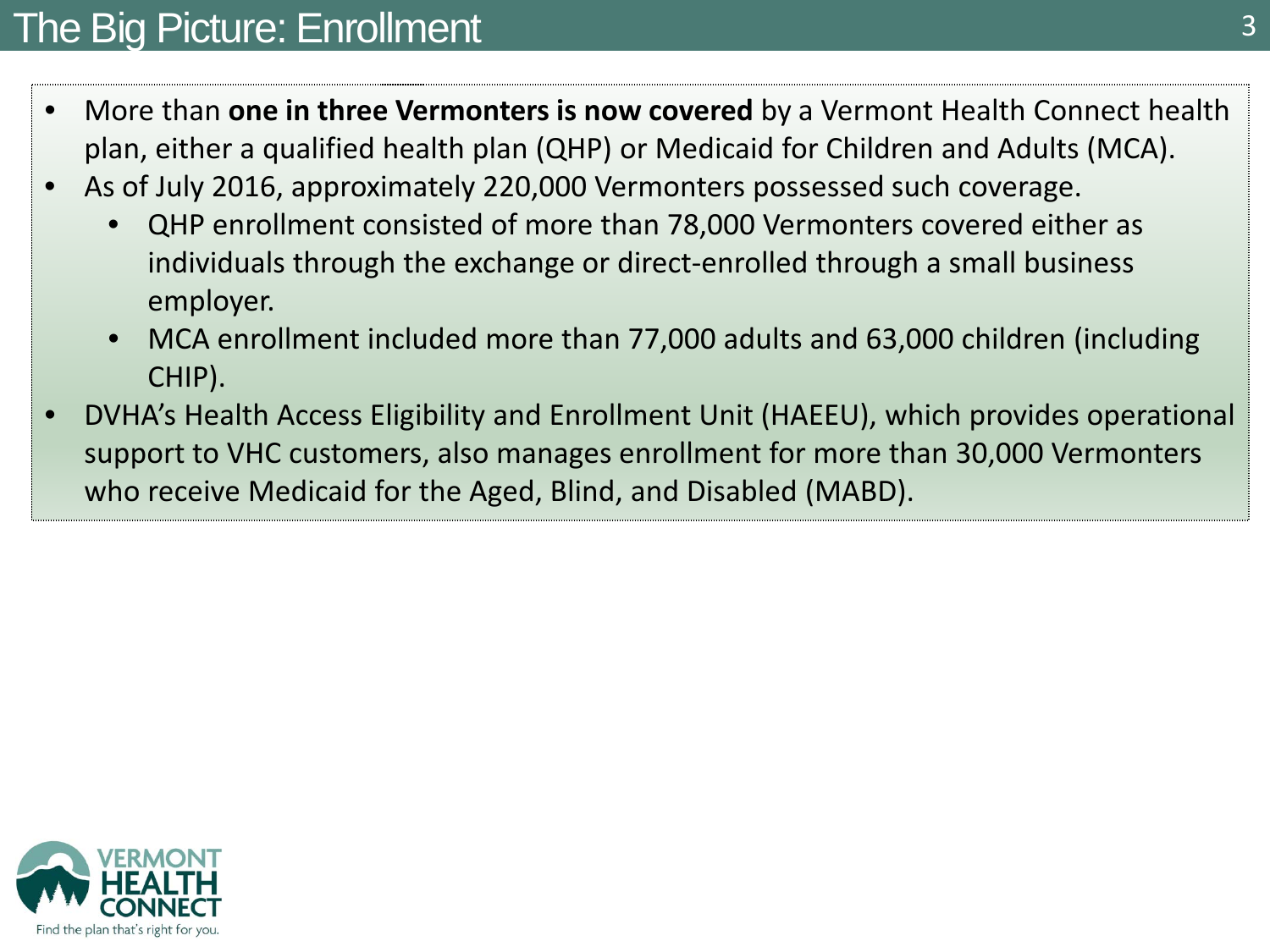# The Big Picture: Enrollment

- More than **one in three Vermonters is now covered** by a Vermont Health Connect health plan, either a qualified health plan (QHP) or Medicaid for Children and Adults (MCA).
- As of July 2016, approximately 220,000 Vermonters possessed such coverage.
  - QHP enrollment consisted of more than 78,000 Vermonters covered either as individuals through the exchange or direct-enrolled through a small business employer.
  - MCA enrollment included more than 77,000 adults and 63,000 children (including CHIP).
- DVHA's Health Access Eligibility and Enrollment Unit (HAEEU), which provides operational support to VHC customers, also manages enrollment for more than 30,000 Vermonters who receive Medicaid for the Aged, Blind, and Disabled (MABD).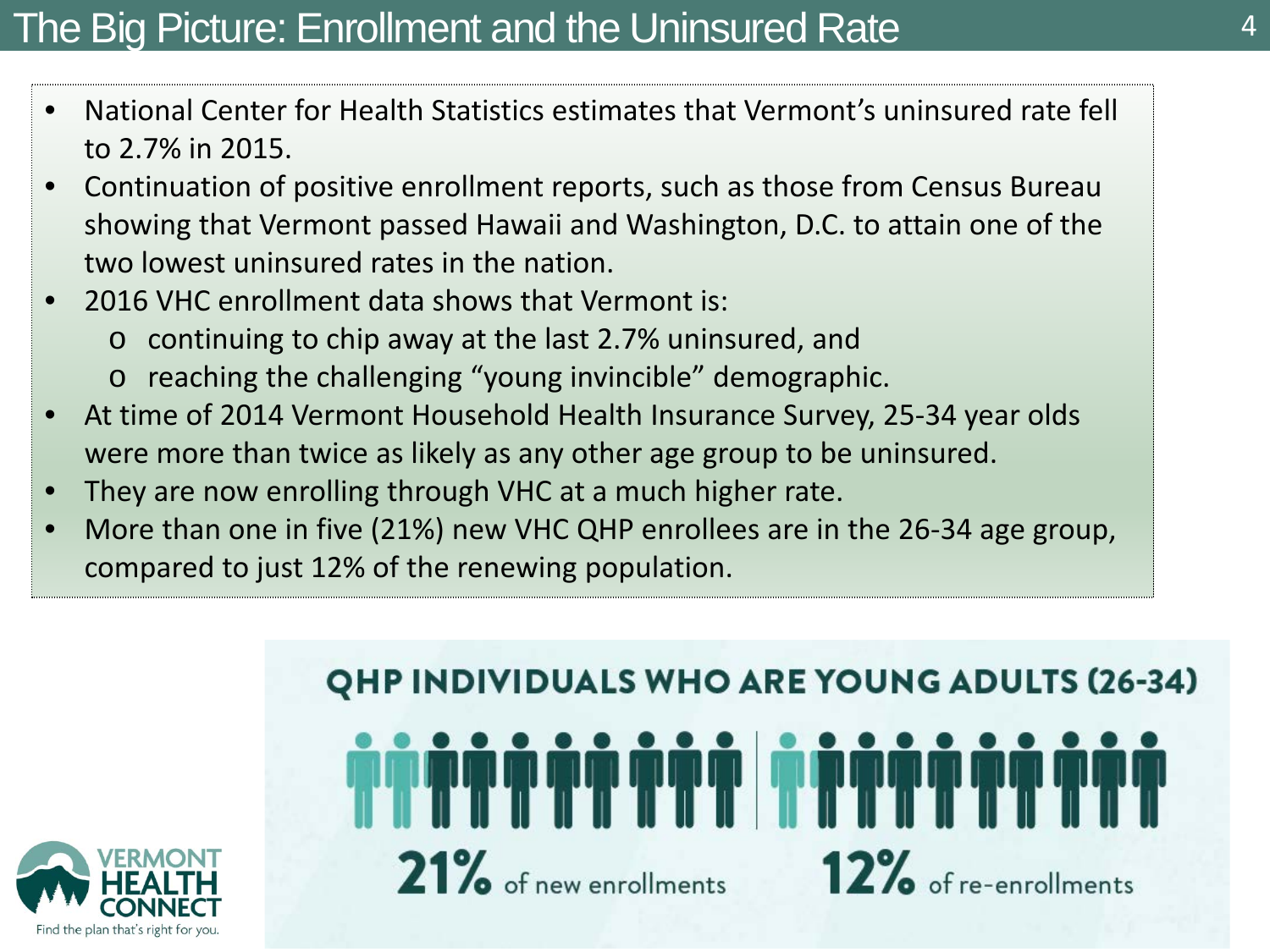# The Big Picture: Enrollment and the Uninsured Rate

- National Center for Health Statistics estimates that Vermont's uninsured rate fell to 2.7% in 2015.
- Continuation of positive enrollment reports, such as those from Census Bureau showing that Vermont passed Hawaii and Washington, D.C. to attain one of the two lowest uninsured rates in the nation.
- 2016 VHC enrollment data shows that Vermont is:
  - continuing to chip away at the last 2.7% uninsured, and
  - reaching the challenging "young invincible" demographic.
- At time of 2014 Vermont Household Health Insurance Survey, 25-34 year olds were more than twice as likely as any other age group to be uninsured.
- They are now enrolling through VHC at a much higher rate.
- More than one in five (21%) new VHC QHP enrollees are in the 26-34 age group, compared to just 12% of the renewing population.

**QHP INDIVIDUALS WHO ARE YOUNG ADULTS (26-34)**

**21%** of new enrollments

**12%** of re-enrollments

VERMONT HEALTH CONNECT

Find the plan that's right for you.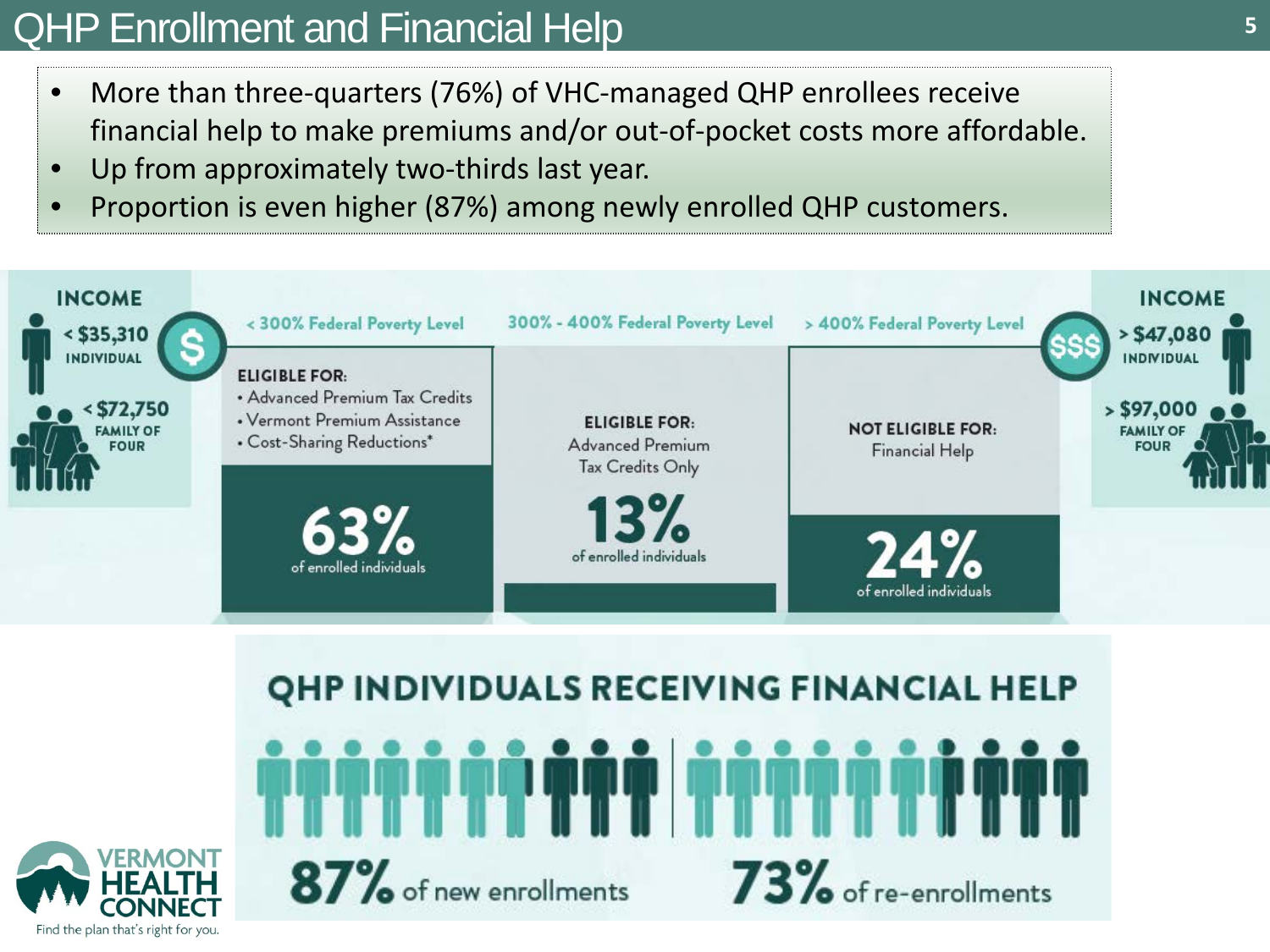# QHP Enrollment and Financial Help

- More than three-quarters (76%) of VHC-managed QHP enrollees receive financial help to make premiums and/or out-of-pocket costs more affordable.
- Up from approximately two-thirds last year.
- Proportion is even higher (87%) among newly enrolled QHP customers.

**INCOME**

< $35,310 INDIVIDUAL

< $72,750 FAMILY OF FOUR

| < 300% Federal Poverty Level | 300% - 400% Federal Poverty Level | > 400% Federal Poverty Level |
|---|---|---|
| **ELIGIBLE FOR:** • Advanced Premium Tax Credits • Vermont Premium Assistance • Cost-Sharing Reductions* | **ELIGIBLE FOR:** Advanced Premium Tax Credits Only | **NOT ELIGIBLE FOR:** Financial Help |
| **63%** of enrolled individuals | **13%** of enrolled individuals | **24%** of enrolled individuals |

**INCOME**

> $47,080 INDIVIDUAL

> $97,000 FAMILY OF FOUR

## QHP INDIVIDUALS RECEIVING FINANCIAL HELP

**87%** of new enrollments

**73%** of re-enrollments

VERMONT HEALTH CONNECT

Find the plan that's right for you.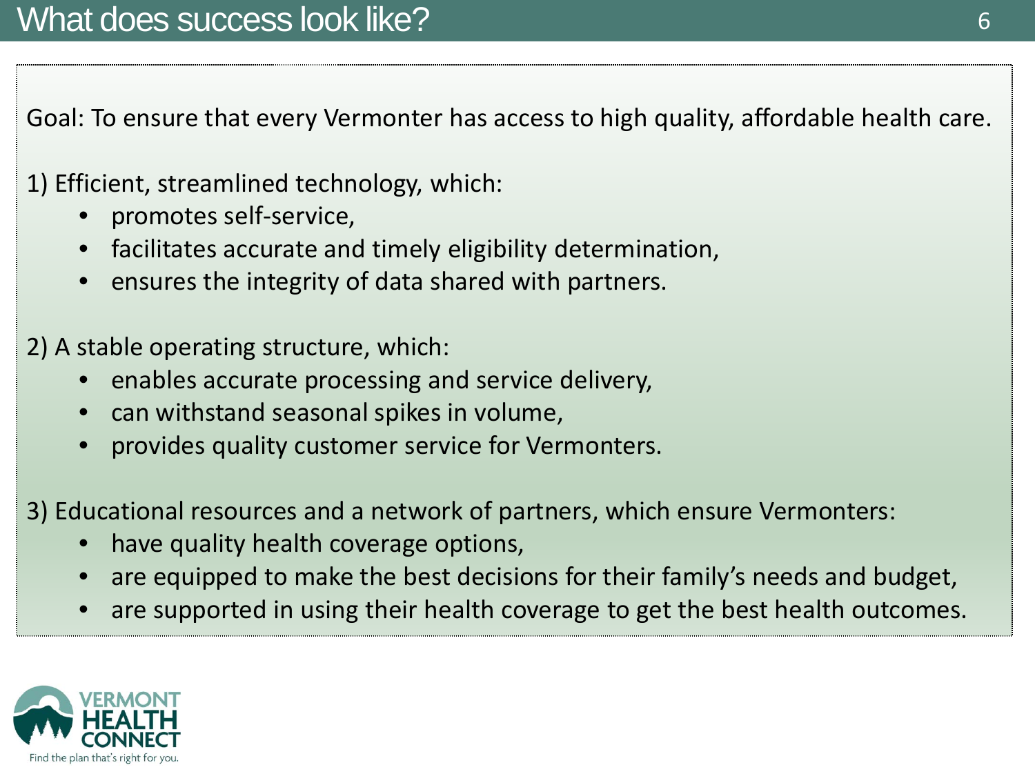# What does success look like?

Goal: To ensure that every Vermonter has access to high quality, affordable health care.

1) Efficient, streamlined technology, which:
   - promotes self-service,
   - facilitates accurate and timely eligibility determination,
   - ensures the integrity of data shared with partners.

2) A stable operating structure, which:
   - enables accurate processing and service delivery,
   - can withstand seasonal spikes in volume,
   - provides quality customer service for Vermonters.

3) Educational resources and a network of partners, which ensure Vermonters:
   - have quality health coverage options,
   - are equipped to make the best decisions for their family's needs and budget,
   - are supported in using their health coverage to get the best health outcomes.

VERMONT HEALTH CONNECT

Find the plan that's right for you.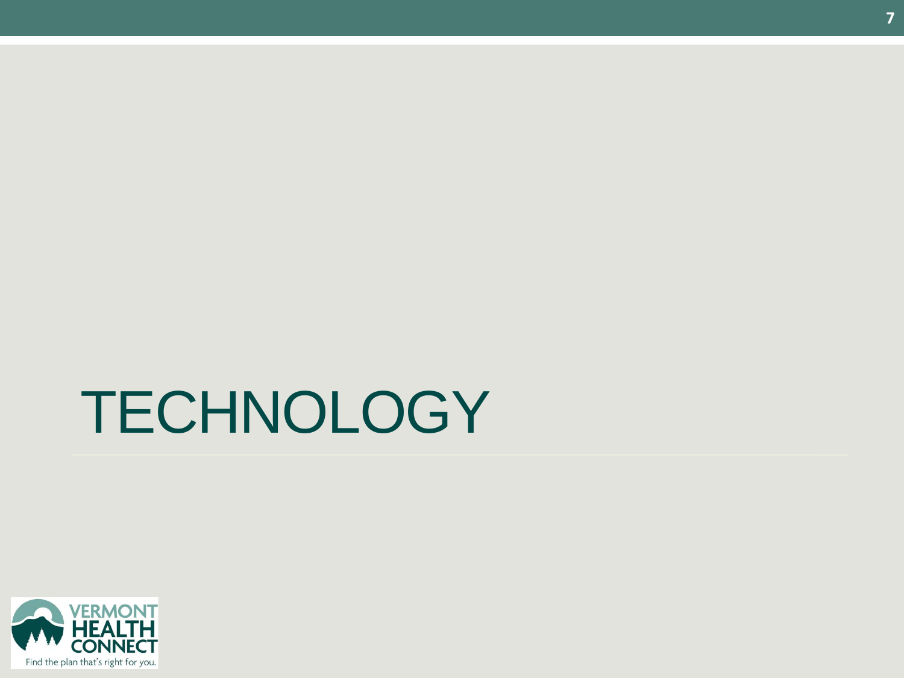# TECHNOLOGY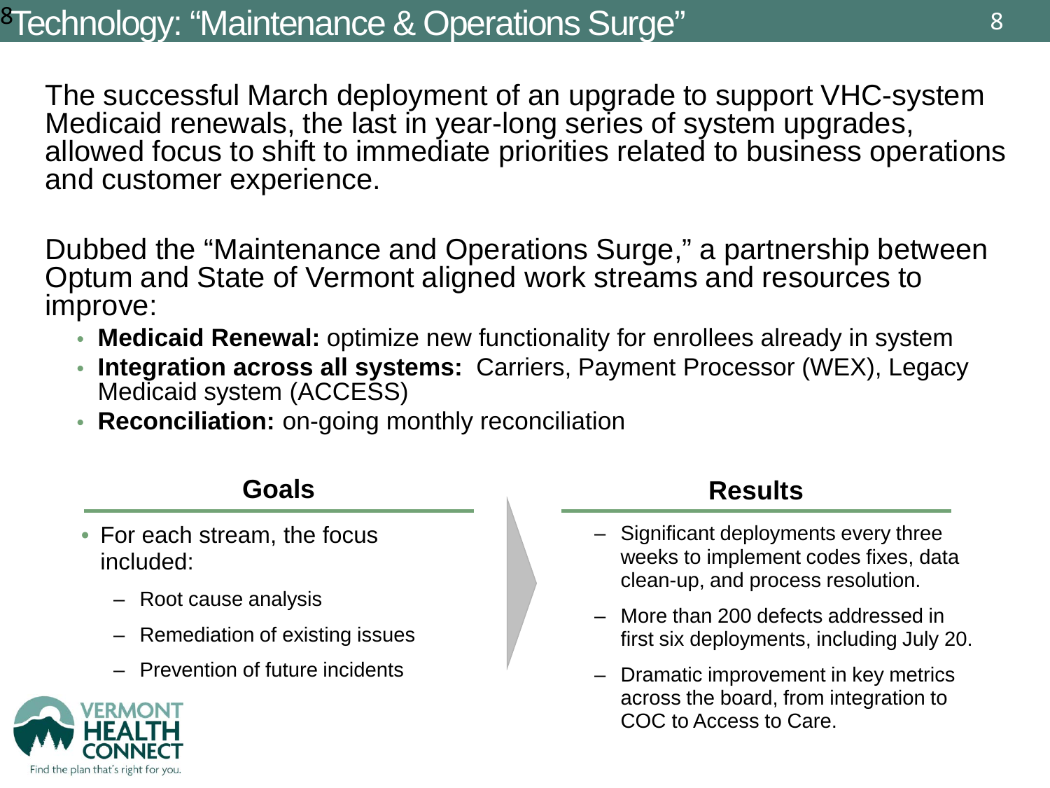# Technology: “Maintenance & Operations Surge”

The successful March deployment of an upgrade to support VHC-system Medicaid renewals, the last in year-long series of system upgrades, allowed focus to shift to immediate priorities related to business operations and customer experience.

Dubbed the “Maintenance and Operations Surge,” a partnership between Optum and State of Vermont aligned work streams and resources to improve:

- **Medicaid Renewal:** optimize new functionality for enrollees already in system
- **Integration across all systems:** Carriers, Payment Processor (WEX), Legacy Medicaid system (ACCESS)
- **Reconciliation:** on-going monthly reconciliation

## Goals

- For each stream, the focus included:
  - Root cause analysis
  - Remediation of existing issues
  - Prevention of future incidents

## Results

- Significant deployments every three weeks to implement codes fixes, data clean-up, and process resolution.
- More than 200 defects addressed in first six deployments, including July 20.
- Dramatic improvement in key metrics across the board, from integration to COC to Access to Care.

VERMONT HEALTH CONNECT

Find the plan that's right for you.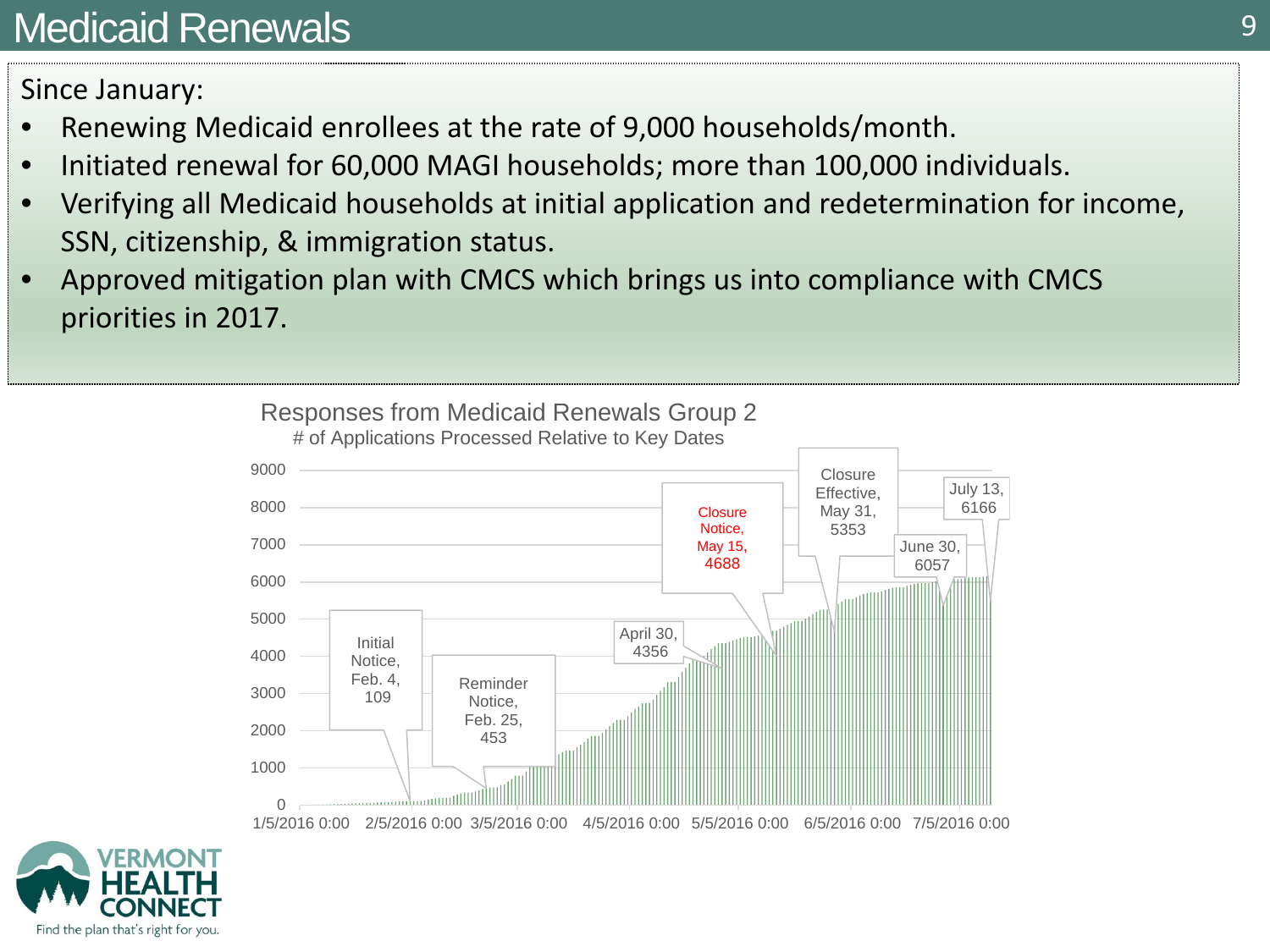# Medicaid Renewals

Since January:

- Renewing Medicaid enrollees at the rate of 9,000 households/month.
- Initiated renewal for 60,000 MAGI households; more than 100,000 individuals.
- Verifying all Medicaid households at initial application and redetermination for income, SSN, citizenship, & immigration status.
- Approved mitigation plan with CMCS which brings us into compliance with CMCS priorities in 2017.

Responses from Medicaid Renewals Group 2

# of Applications Processed Relative to Key Dates

| Key Date | # of Applications Processed |
| --- | --- |
| Initial Notice, Feb. 4 | 109 |
| Reminder Notice, Feb. 25 | 453 |
| April 30 | 4356 |
| Closure Notice, May 15 | 4688 |
| Closure Effective, May 31 | 5353 |
| June 30 | 6057 |
| July 13 | 6166 |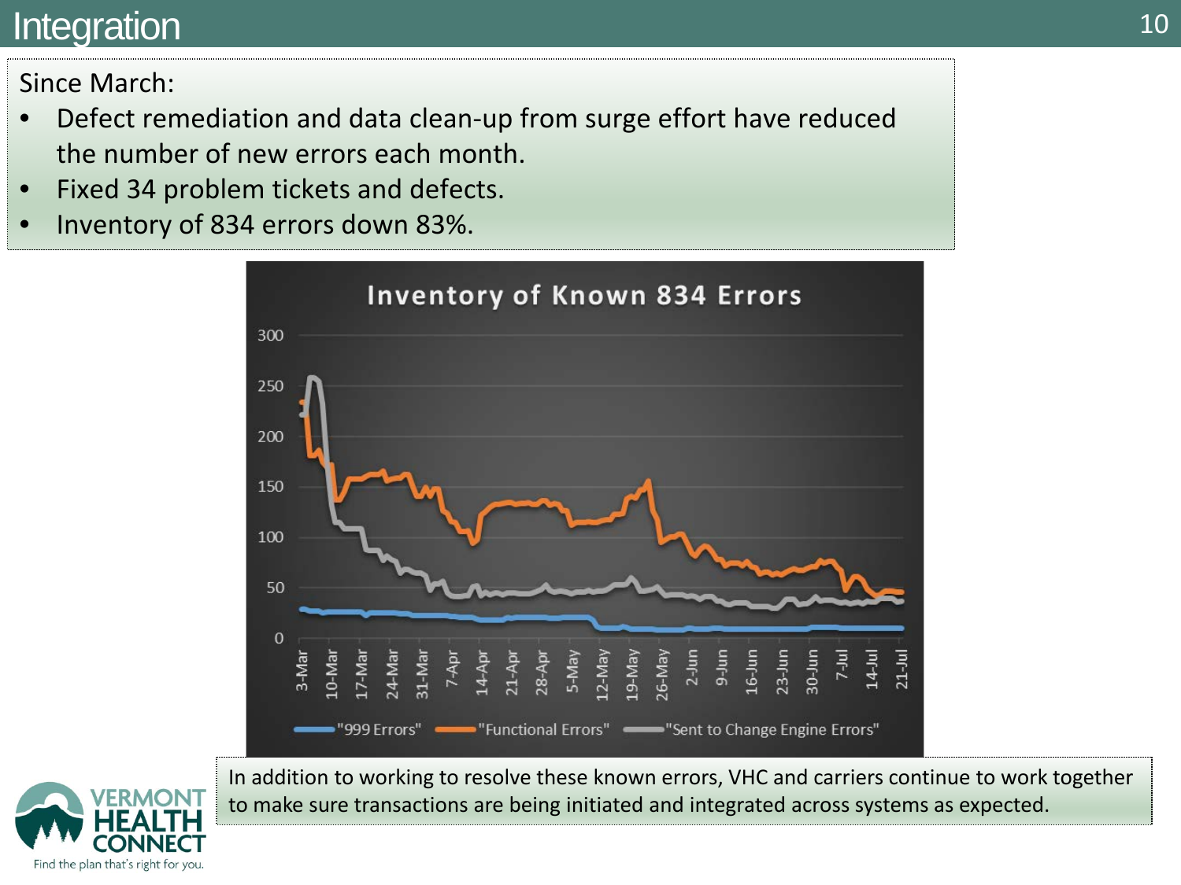# Integration

Since March:

- Defect remediation and data clean-up from surge effort have reduced the number of new errors each month.
- Fixed 34 problem tickets and defects.
- Inventory of 834 errors down 83%.

In addition to working to resolve these known errors, VHC and carriers continue to work together to make sure transactions are being initiated and integrated across systems as expected.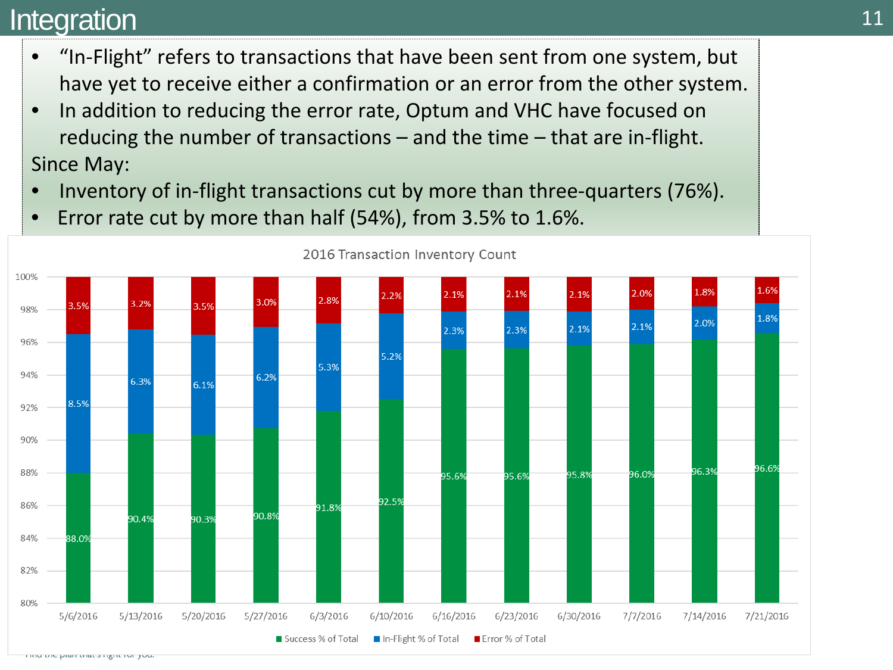# Integration

- "In-Flight" refers to transactions that have been sent from one system, but have yet to receive either a confirmation or an error from the other system.
- In addition to reducing the error rate, Optum and VHC have focused on reducing the number of transactions – and the time – that are in-flight.

Since May:

- Inventory of in-flight transactions cut by more than three-quarters (76%).
- Error rate cut by more than half (54%), from 3.5% to 1.6%.

**2016 Transaction Inventory Count**

| Date | Success % of Total | In-Flight % of Total | Error % of Total |
|---|---|---|---|
| 5/6/2016 | 88.0% | 8.5% | 3.5% |
| 5/13/2016 | 90.4% | 6.3% | 3.2% |
| 5/20/2016 | 90.3% | 6.1% | 3.5% |
| 5/27/2016 | 90.8% | 6.2% | 3.0% |
| 6/3/2016 | 91.8% | 5.3% | 2.8% |
| 6/10/2016 | 92.5% | 5.2% | 2.2% |
| 6/16/2016 | 95.6% | 2.3% | 2.1% |
| 6/23/2016 | 95.6% | 2.3% | 2.1% |
| 6/30/2016 | 95.8% | 2.1% | 2.1% |
| 7/7/2016 | 96.0% | 2.1% | 2.0% |
| 7/14/2016 | 96.3% | 2.0% | 1.8% |
| 7/21/2016 | 96.6% | 1.8% | 1.6% |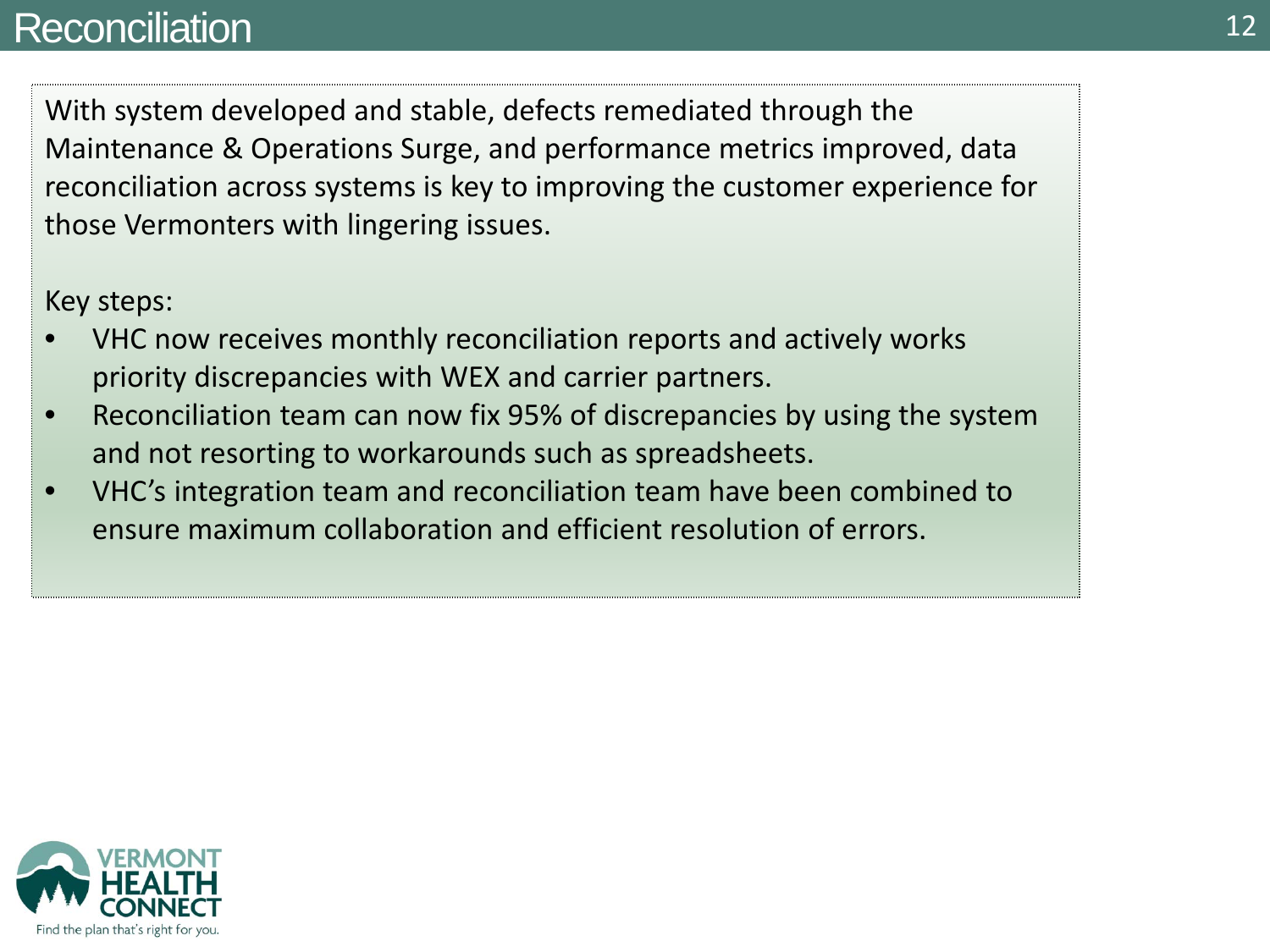# Reconciliation

With system developed and stable, defects remediated through the Maintenance & Operations Surge, and performance metrics improved, data reconciliation across systems is key to improving the customer experience for those Vermonters with lingering issues.

Key steps:

- VHC now receives monthly reconciliation reports and actively works priority discrepancies with WEX and carrier partners.
- Reconciliation team can now fix 95% of discrepancies by using the system and not resorting to workarounds such as spreadsheets.
- VHC's integration team and reconciliation team have been combined to ensure maximum collaboration and efficient resolution of errors.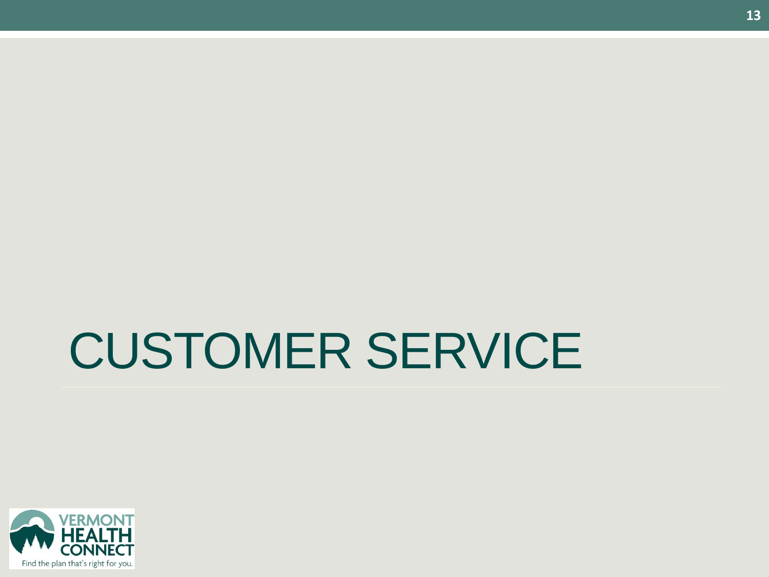# CUSTOMER SERVICE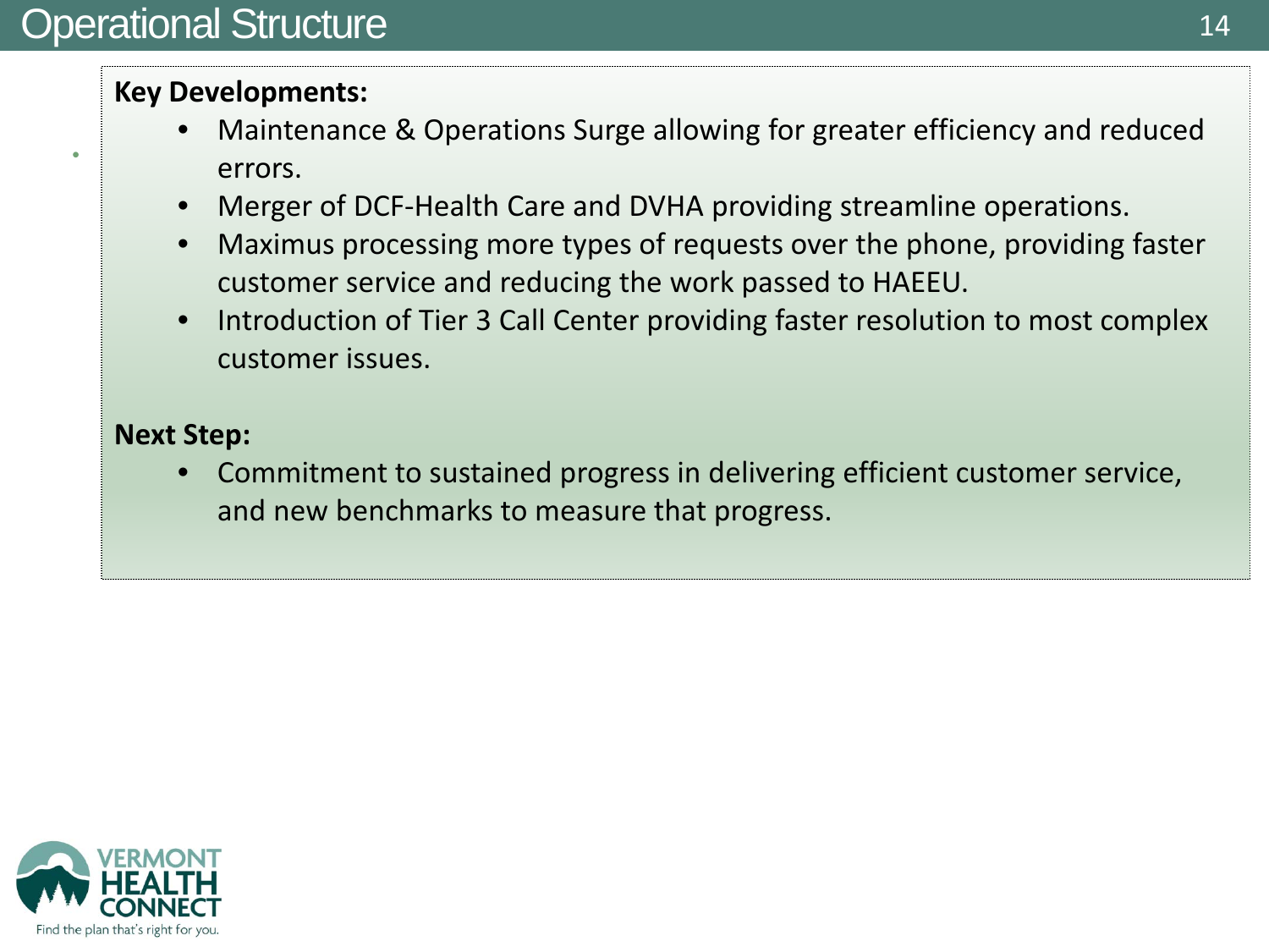# Operational Structure

**Key Developments:**

- Maintenance & Operations Surge allowing for greater efficiency and reduced errors.
- Merger of DCF-Health Care and DVHA providing streamline operations.
- Maximus processing more types of requests over the phone, providing faster customer service and reducing the work passed to HAEEU.
- Introduction of Tier 3 Call Center providing faster resolution to most complex customer issues.

**Next Step:**

- Commitment to sustained progress in delivering efficient customer service, and new benchmarks to measure that progress.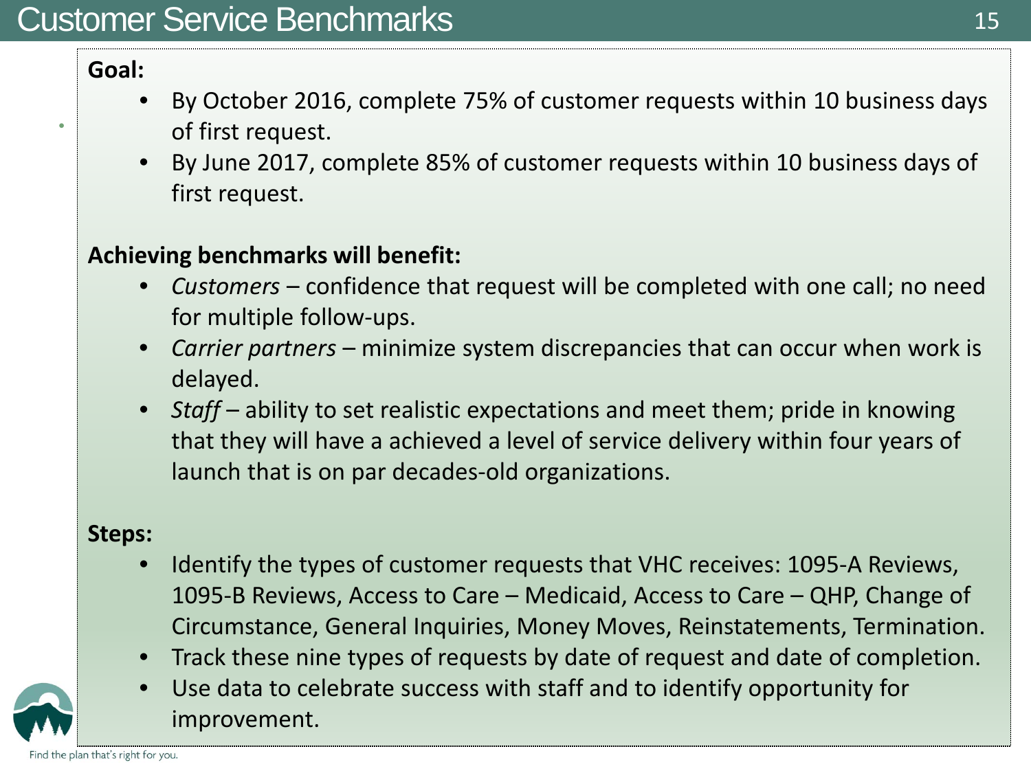# Customer Service Benchmarks

**Goal:**

- By October 2016, complete 75% of customer requests within 10 business days of first request.
- By June 2017, complete 85% of customer requests within 10 business days of first request.

**Achieving benchmarks will benefit:**

- *Customers* – confidence that request will be completed with one call; no need for multiple follow-ups.
- *Carrier partners* – minimize system discrepancies that can occur when work is delayed.
- *Staff* – ability to set realistic expectations and meet them; pride in knowing that they will have a achieved a level of service delivery within four years of launch that is on par decades-old organizations.

**Steps:**

- Identify the types of customer requests that VHC receives: 1095-A Reviews, 1095-B Reviews, Access to Care – Medicaid, Access to Care – QHP, Change of Circumstance, General Inquiries, Money Moves, Reinstatements, Termination.
- Track these nine types of requests by date of request and date of completion.
- Use data to celebrate success with staff and to identify opportunity for improvement.

Find the plan that's right for you.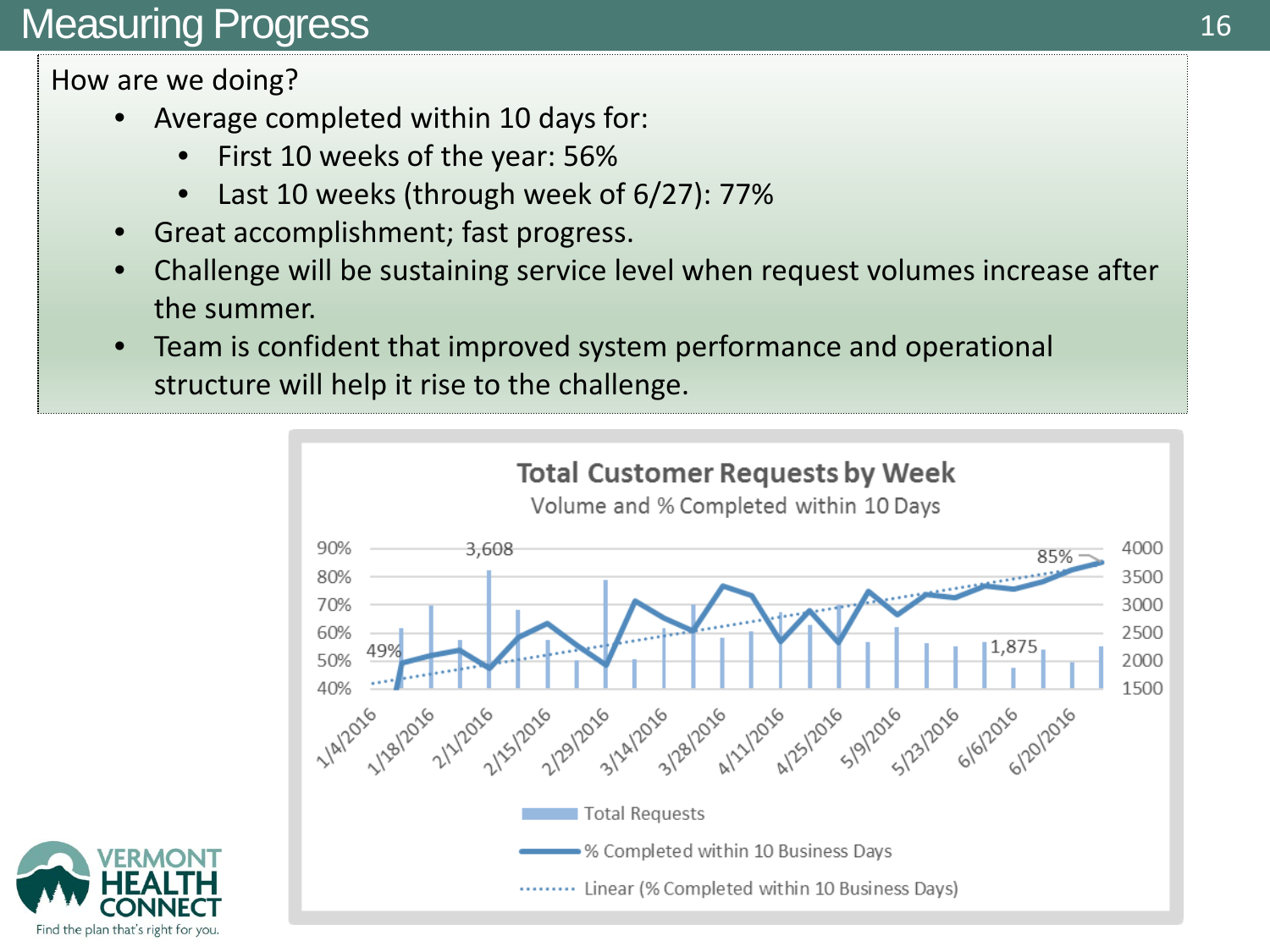# Measuring Progress

How are we doing?

- Average completed within 10 days for:
  - First 10 weeks of the year: 56%
  - Last 10 weeks (through week of 6/27): 77%
- Great accomplishment; fast progress.
- Challenge will be sustaining service level when request volumes increase after the summer.
- Team is confident that improved system performance and operational structure will help it rise to the challenge.

**Total Customer Requests by Week**

Volume and % Completed within 10 Days

Legend: Total Requests; % Completed within 10 Business Days; Linear (% Completed within 10 Business Days)

Data labels: 49% (first week), 3,608 (peak requests), 1,875 (week of 6/6/2016), 85% (latest week)

Left axis: 40%–90%; Right axis: 1500–4000

Weeks: 1/4/2016, 1/18/2016, 2/1/2016, 2/15/2016, 2/29/2016, 3/14/2016, 3/28/2016, 4/11/2016, 4/25/2016, 5/9/2016, 5/23/2016, 6/6/2016, 6/20/2016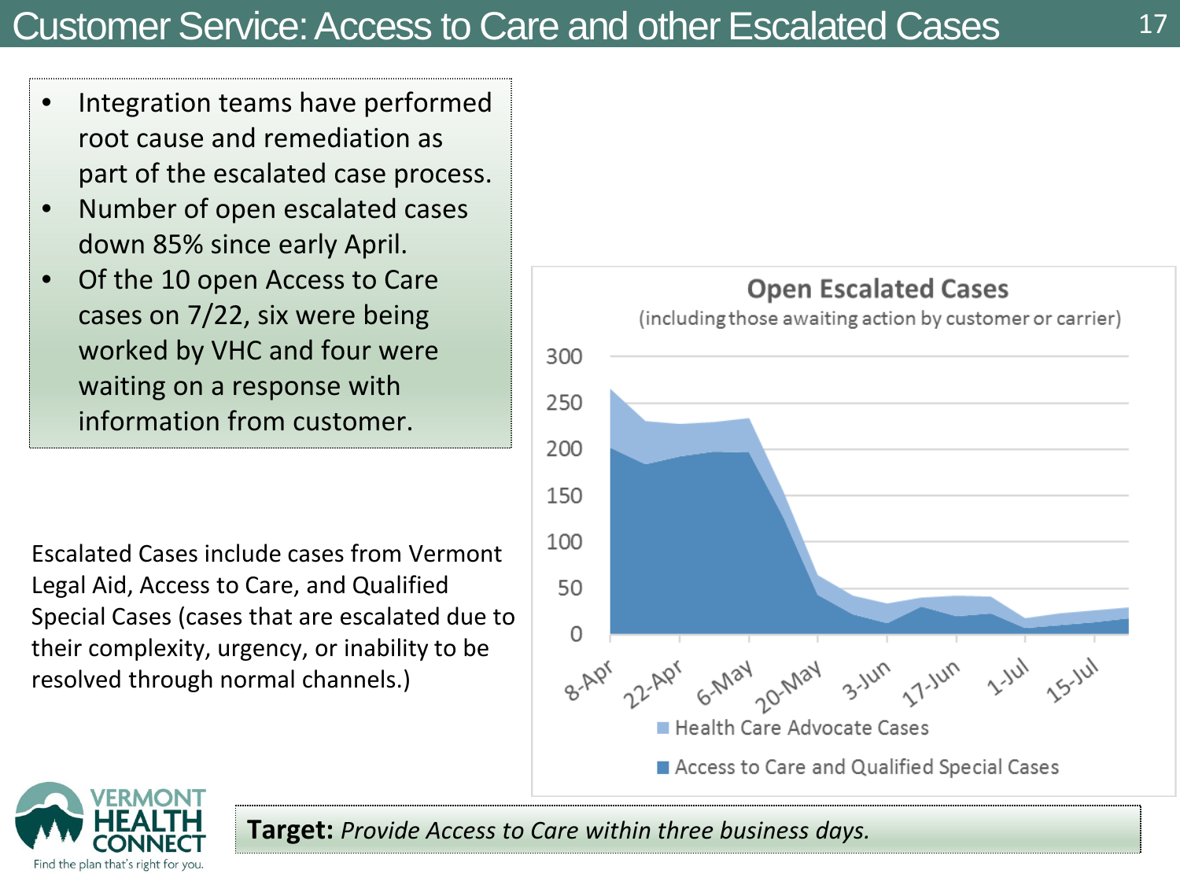# Customer Service: Access to Care and other Escalated Cases

- Integration teams have performed root cause and remediation as part of the escalated case process.
- Number of open escalated cases down 85% since early April.
- Of the 10 open Access to Care cases on 7/22, six were being worked by VHC and four were waiting on a response with information from customer.

Escalated Cases include cases from Vermont Legal Aid, Access to Care, and Qualified Special Cases (cases that are escalated due to their complexity, urgency, or inability to be resolved through normal channels.)

**Open Escalated Cases**
(including those awaiting action by customer or carrier)

Legend: Health Care Advocate Cases; Access to Care and Qualified Special Cases

X-axis: 8-Apr, 22-Apr, 6-May, 20-May, 3-Jun, 17-Jun, 1-Jul, 15-Jul
Y-axis: 0–300

**Target:** *Provide Access to Care within three business days.*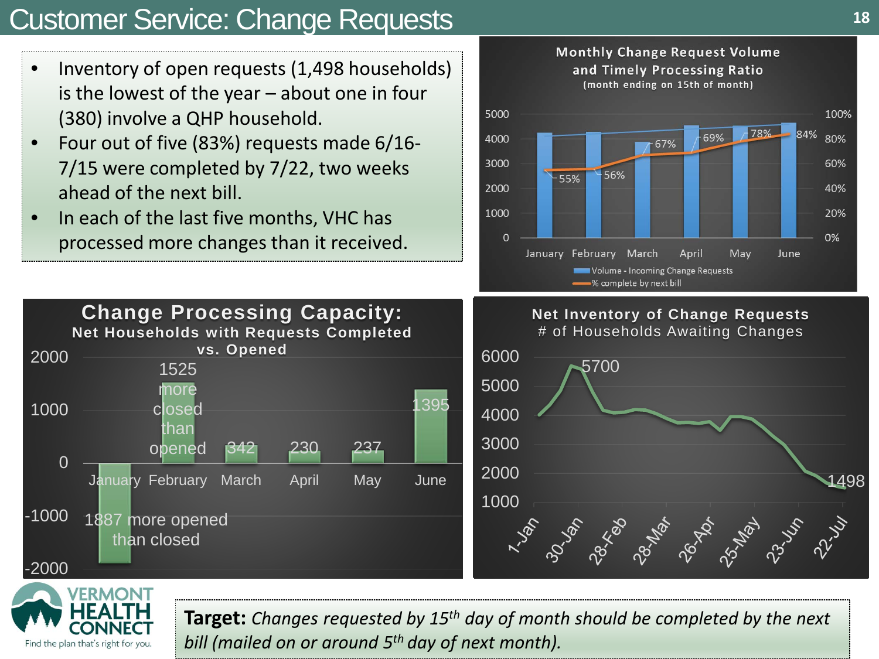# Customer Service: Change Requests

- Inventory of open requests (1,498 households) is the lowest of the year – about one in four (380) involve a QHP household.
- Four out of five (83%) requests made 6/16-7/15 were completed by 7/22, two weeks ahead of the next bill.
- In each of the last five months, VHC has processed more changes than it received.

**Monthly Change Request Volume and Timely Processing Ratio** (month ending on 15th of month)

| Month | % complete by next bill |
|---|---|
| January | 55% |
| February | 56% |
| March | 67% |
| April | 69% |
| May | 78% |
| June | 84% |

**Change Processing Capacity: Net Households with Requests Completed vs. Opened**

| Month | Net |
|---|---|
| January | -1887 (1887 more opened than closed) |
| February | 1525 (1525 more closed than opened) |
| March | 342 |
| April | 230 |
| May | 237 |
| June | 1395 |

**Net Inventory of Change Requests** (# of Households Awaiting Changes)

Peak: 5700 (around 30-Jan); latest: 1498 (22-Jul)

**Target:** *Changes requested by 15th day of month should be completed by the next bill (mailed on or around 5th day of next month).*

VERMONT HEALTH CONNECT — Find the plan that's right for you.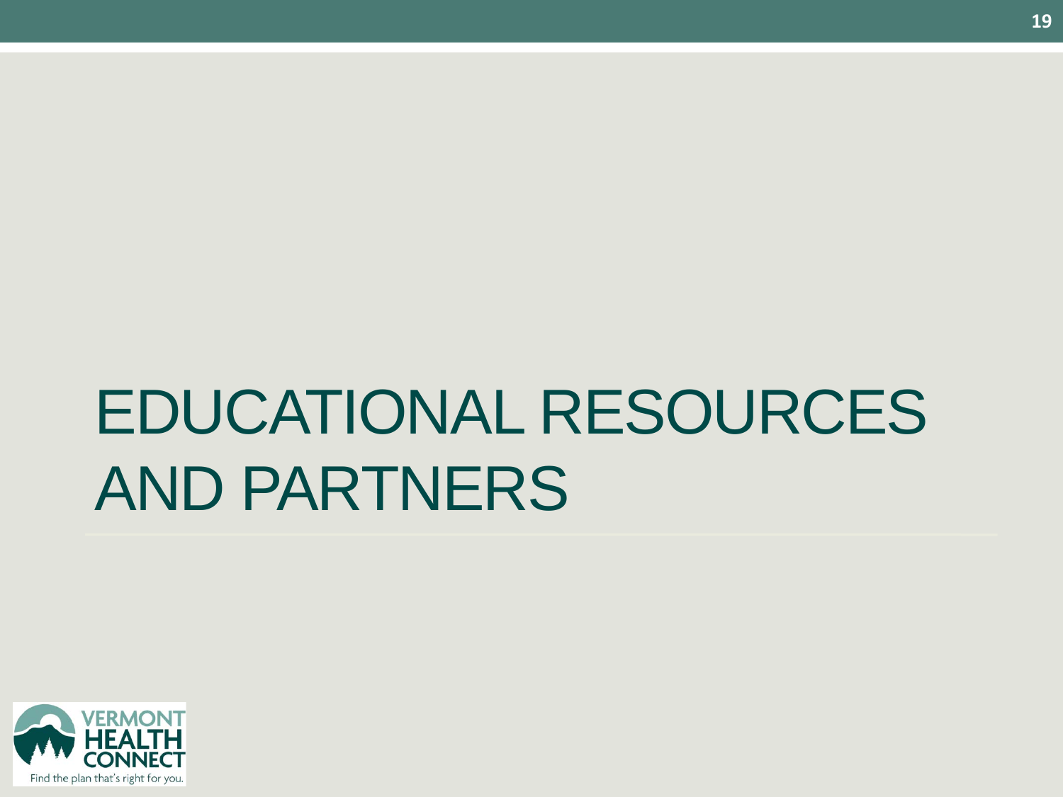# EDUCATIONAL RESOURCES AND PARTNERS

VERMONT HEALTH CONNECT

Find the plan that's right for you.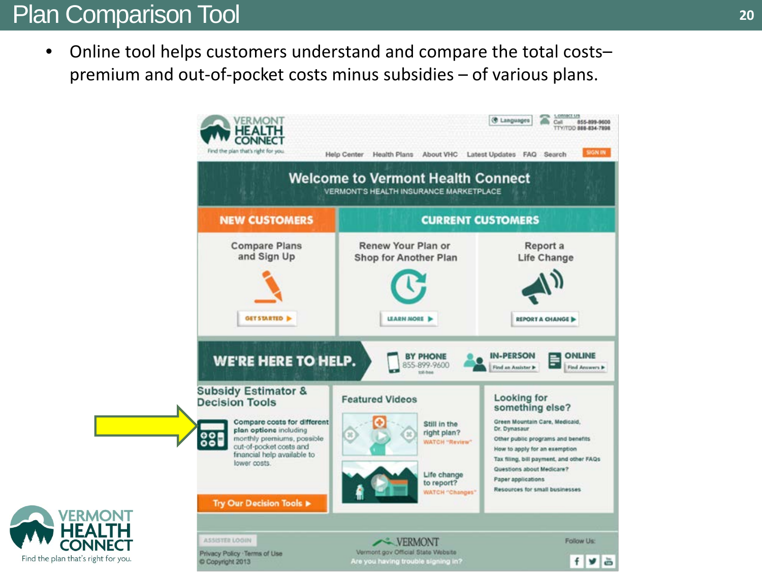# Plan Comparison Tool

- Online tool helps customers understand and compare the total costs– premium and out-of-pocket costs minus subsidies – of various plans.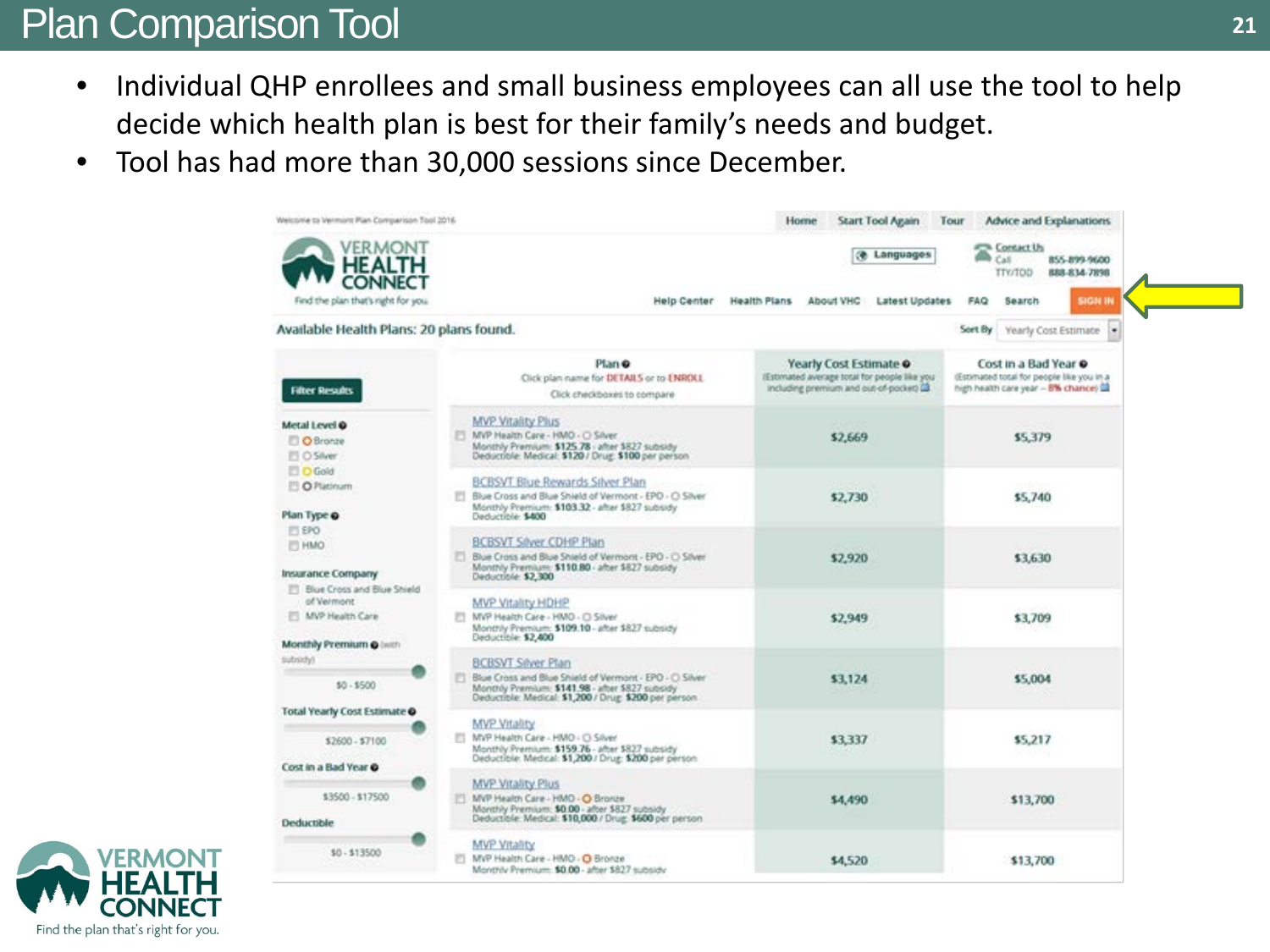# Plan Comparison Tool

- Individual QHP enrollees and small business employees can all use the tool to help decide which health plan is best for their family's needs and budget.
- Tool has had more than 30,000 sessions since December.

Welcome to Vermont Plan Comparison Tool 2016

Home | Start Tool Again | Tour | Advice and Explanations

VERMONT HEALTH CONNECT
Find the plan that's right for you.

Languages

Contact Us
Call 855-899-9600
TTY/TDD 888-834-7898

Help Center | Health Plans | About VHC | Latest Updates | FAQ | Search | SIGN IN

Available Health Plans: 20 plans found.

Sort By: Yearly Cost Estimate

Filter Results

Metal Level: Bronze, Silver, Gold, Platinum

Plan Type: EPO, HMO

Insurance Company: Blue Cross and Blue Shield of Vermont, MVP Health Care

Monthly Premium (with subsidy): $0 - $500

Total Yearly Cost Estimate: $2600 - $7100

Cost in a Bad Year: $3500 - $17500

Deductible: $0 - $13500

| Plan (Click plan name for DETAILS or to ENROLL; Click checkboxes to compare) | Yearly Cost Estimate (Estimated average total for people like you including premium and out-of-pocket) | Cost in a Bad Year (Estimated total for people like you in a high health care year – 8% chance) |
|---|---|---|
| MVP Vitality Plus<br>MVP Health Care - HMO - Silver<br>Monthly Premium: $125.78 - after $827 subsidy<br>Deductible: Medical: $120 / Drug: $100 per person | $2,669 | $5,379 |
| BCBSVT Blue Rewards Silver Plan<br>Blue Cross and Blue Shield of Vermont - EPO - Silver<br>Monthly Premium: $103.32 - after $827 subsidy<br>Deductible: $400 | $2,730 | $5,740 |
| BCBSVT Silver CDHP Plan<br>Blue Cross and Blue Shield of Vermont - EPO - Silver<br>Monthly Premium: $110.80 - after $827 subsidy<br>Deductible: $2,300 | $2,920 | $3,630 |
| MVP Vitality HDHP<br>MVP Health Care - HMO - Silver<br>Monthly Premium: $109.10 - after $827 subsidy<br>Deductible: $2,400 | $2,949 | $3,709 |
| BCBSVT Silver Plan<br>Blue Cross and Blue Shield of Vermont - EPO - Silver<br>Monthly Premium: $141.98 - after $827 subsidy<br>Deductible: Medical: $1,200 / Drug: $200 per person | $3,124 | $5,004 |
| MVP Vitality<br>MVP Health Care - HMO - Silver<br>Monthly Premium: $159.76 - after $827 subsidy<br>Deductible: Medical: $1,200 / Drug: $200 per person | $3,337 | $5,217 |
| MVP Vitality Plus<br>MVP Health Care - HMO - Bronze<br>Monthly Premium: $0.00 - after $827 subsidy<br>Deductible: Medical: $10,000 / Drug: $600 per person | $4,490 | $13,700 |
| MVP Vitality<br>MVP Health Care - HMO - Bronze<br>Monthly Premium: $0.00 - after $827 subsidy | $4,520 | $13,700 |

VERMONT HEALTH CONNECT
Find the plan that's right for you.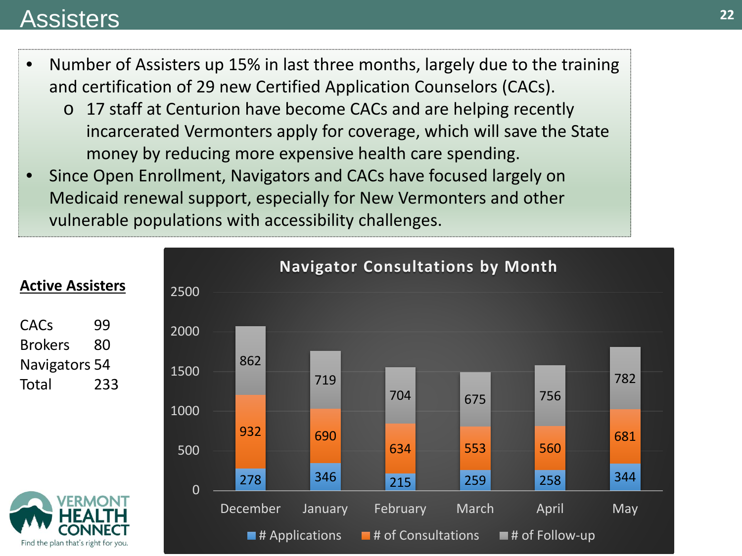# Assisters

- Number of Assisters up 15% in last three months, largely due to the training and certification of 29 new Certified Application Counselors (CACs).
    - 17 staff at Centurion have become CACs and are helping recently incarcerated Vermonters apply for coverage, which will save the State money by reducing more expensive health care spending.
- Since Open Enrollment, Navigators and CACs have focused largely on Medicaid renewal support, especially for New Vermonters and other vulnerable populations with accessibility challenges.

**Active Assisters**

| | |
|---|---|
| CACs | 99 |
| Brokers | 80 |
| Navigators | 54 |
| Total | 233 |

**Navigator Consultations by Month**

| Month | # Applications | # of Consultations | # of Follow-up |
|---|---|---|---|
| December | 278 | 932 | 862 |
| January | 346 | 690 | 719 |
| February | 215 | 634 | 704 |
| March | 259 | 553 | 675 |
| April | 258 | 560 | 756 |
| May | 344 | 681 | 782 |

VERMONT HEALTH CONNECT
Find the plan that's right for you.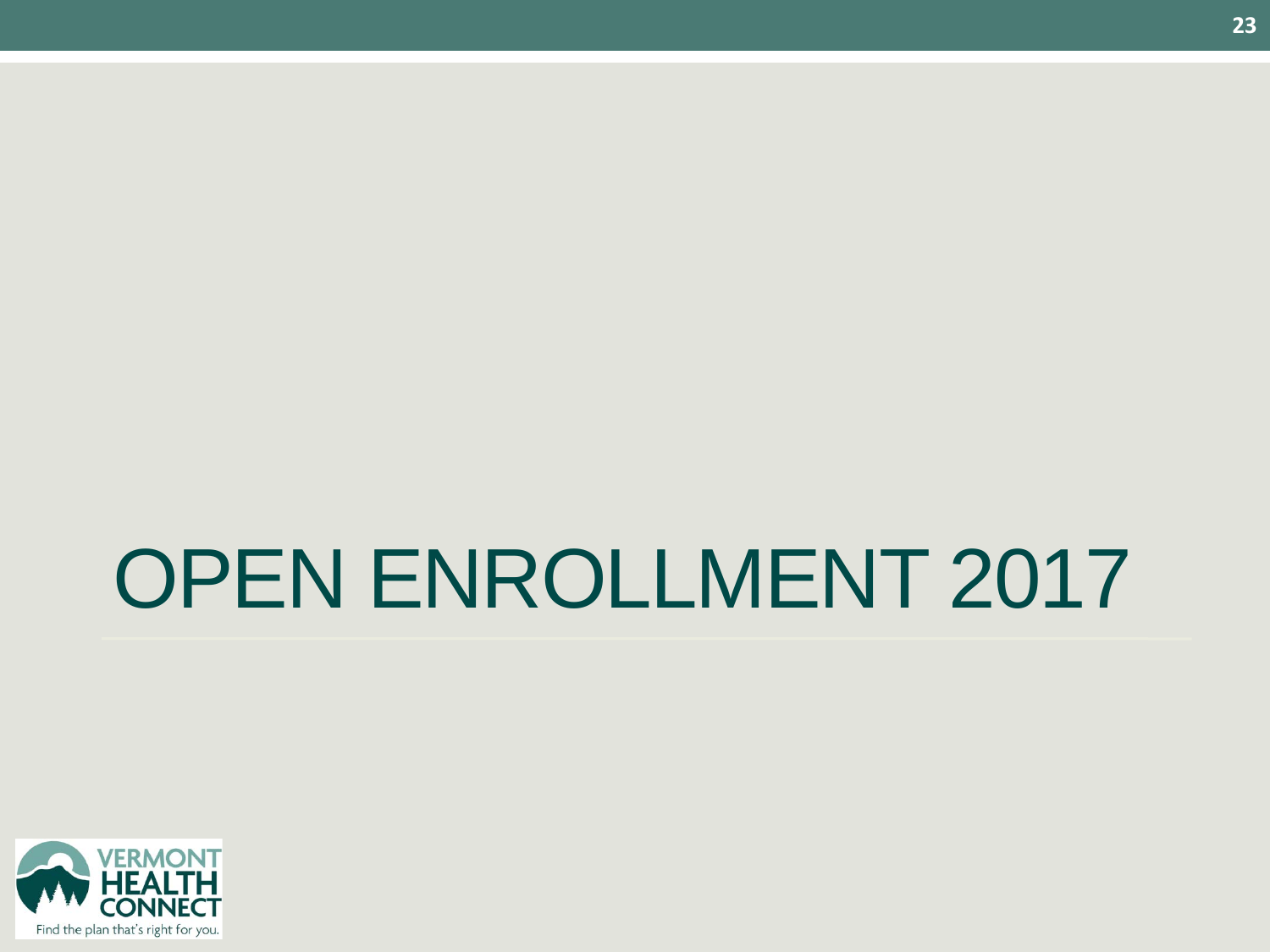# OPEN ENROLLMENT 2017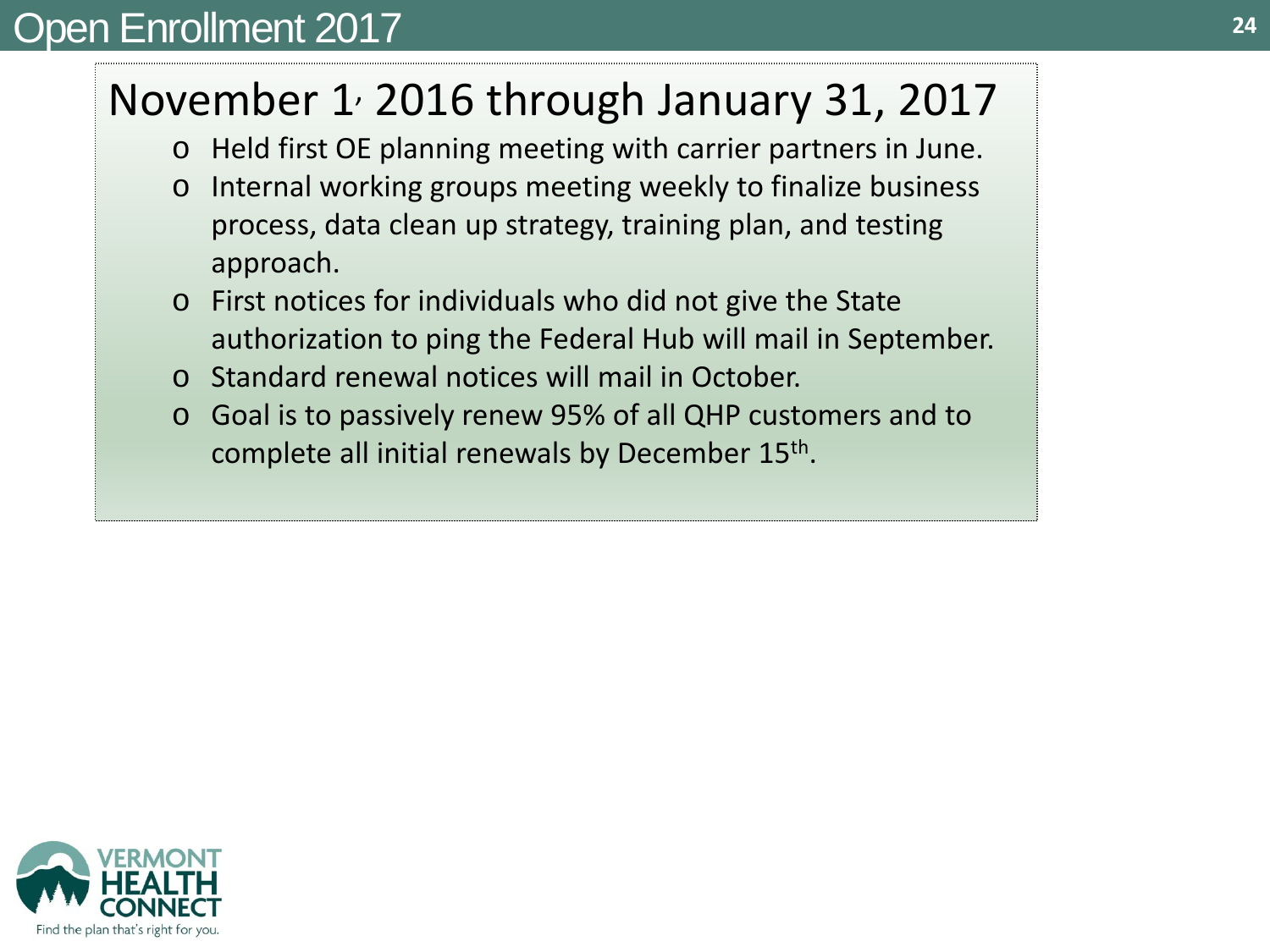# Open Enrollment 2017

## November 1, 2016 through January 31, 2017

- Held first OE planning meeting with carrier partners in June.
- Internal working groups meeting weekly to finalize business process, data clean up strategy, training plan, and testing approach.
- First notices for individuals who did not give the State authorization to ping the Federal Hub will mail in September.
- Standard renewal notices will mail in October.
- Goal is to passively renew 95% of all QHP customers and to complete all initial renewals by December 15th.

VERMONT HEALTH CONNECT
Find the plan that's right for you.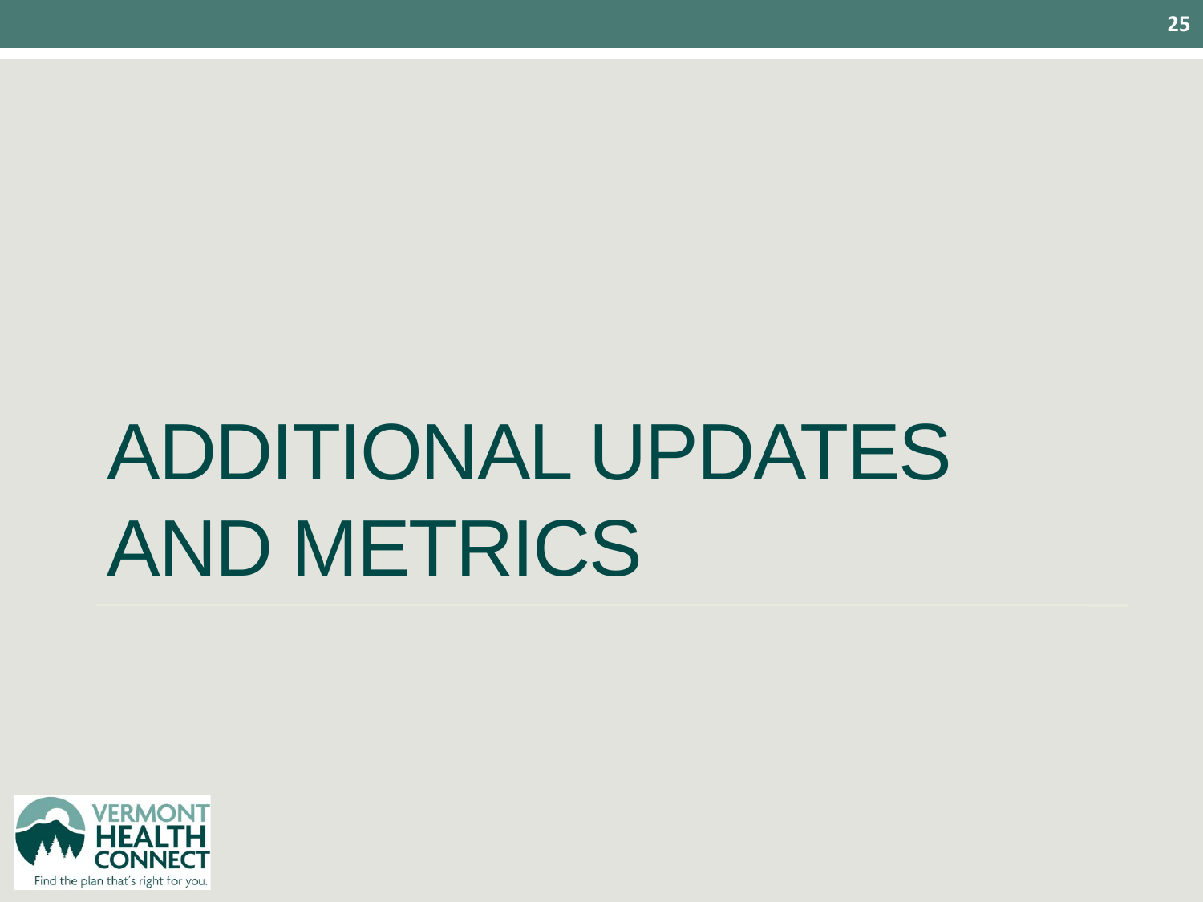# ADDITIONAL UPDATES AND METRICS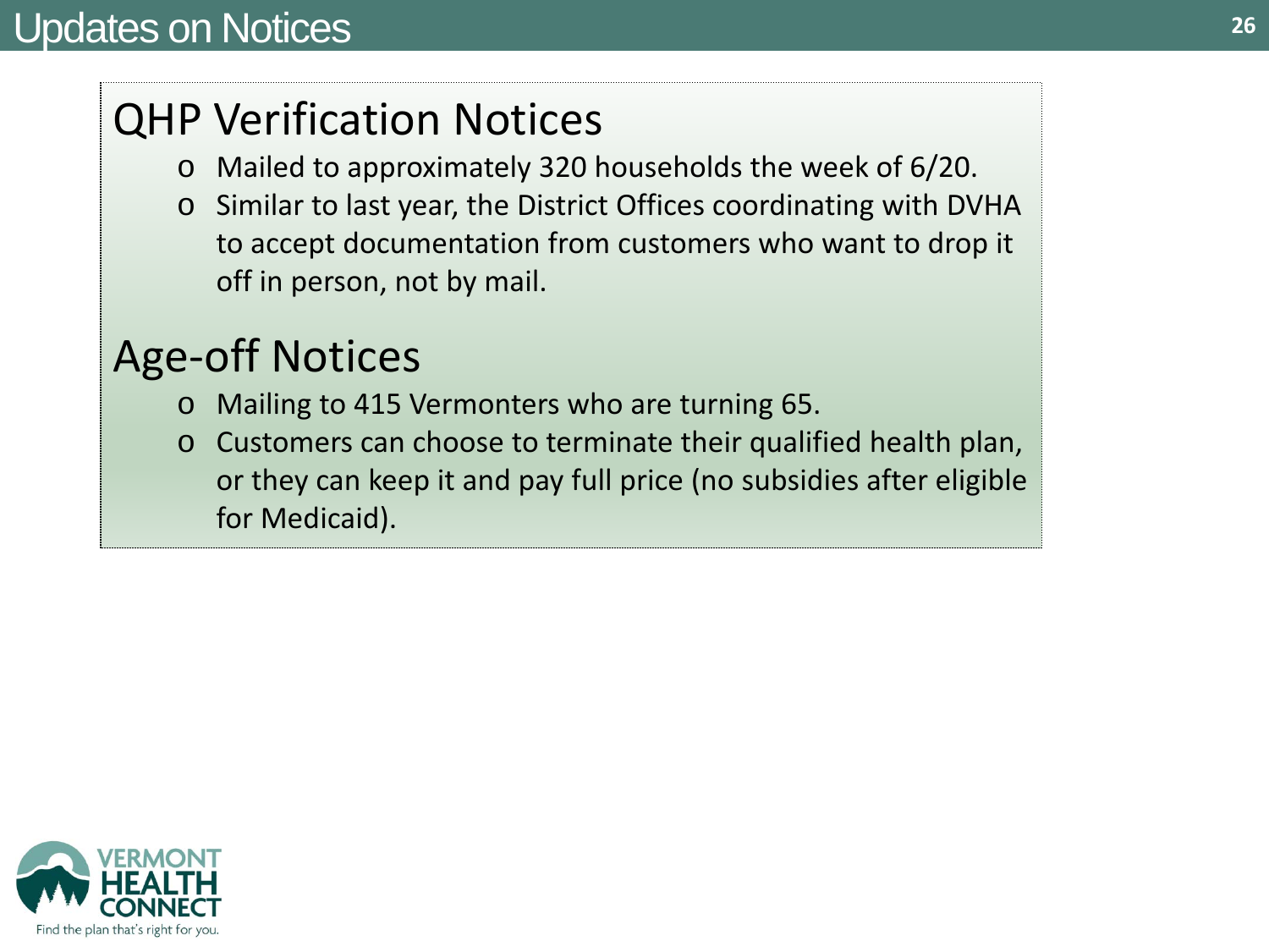# Updates on Notices

## QHP Verification Notices

- Mailed to approximately 320 households the week of 6/20.
- Similar to last year, the District Offices coordinating with DVHA to accept documentation from customers who want to drop it off in person, not by mail.

## Age-off Notices

- Mailing to 415 Vermonters who are turning 65.
- Customers can choose to terminate their qualified health plan, or they can keep it and pay full price (no subsidies after eligible for Medicaid).

VERMONT HEALTH CONNECT
Find the plan that's right for you.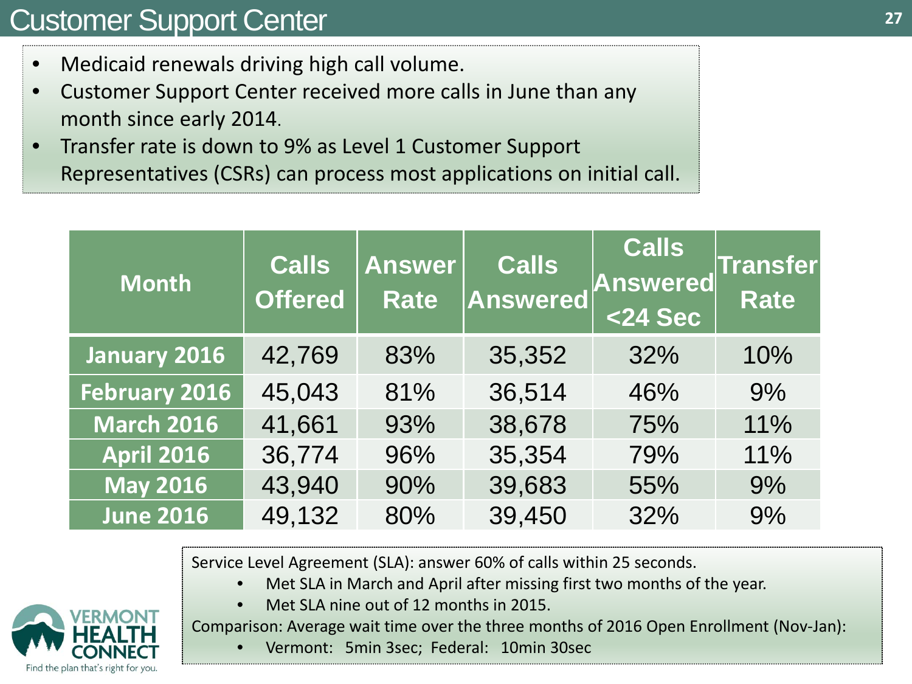# Customer Support Center

- Medicaid renewals driving high call volume.
- Customer Support Center received more calls in June than any month since early 2014.
- Transfer rate is down to 9% as Level 1 Customer Support Representatives (CSRs) can process most applications on initial call.

| Month | Calls Offered | Answer Rate | Calls Answered | Calls Answered <24 Sec | Transfer Rate |
|---|---|---|---|---|---|
| January 2016 | 42,769 | 83% | 35,352 | 32% | 10% |
| February 2016 | 45,043 | 81% | 36,514 | 46% | 9% |
| March 2016 | 41,661 | 93% | 38,678 | 75% | 11% |
| April 2016 | 36,774 | 96% | 35,354 | 79% | 11% |
| May 2016 | 43,940 | 90% | 39,683 | 55% | 9% |
| June 2016 | 49,132 | 80% | 39,450 | 32% | 9% |

Service Level Agreement (SLA): answer 60% of calls within 25 seconds.

- Met SLA in March and April after missing first two months of the year.
- Met SLA nine out of 12 months in 2015.

Comparison: Average wait time over the three months of 2016 Open Enrollment (Nov-Jan):

- Vermont: 5min 3sec; Federal: 10min 30sec

VERMONT HEALTH CONNECT

Find the plan that's right for you.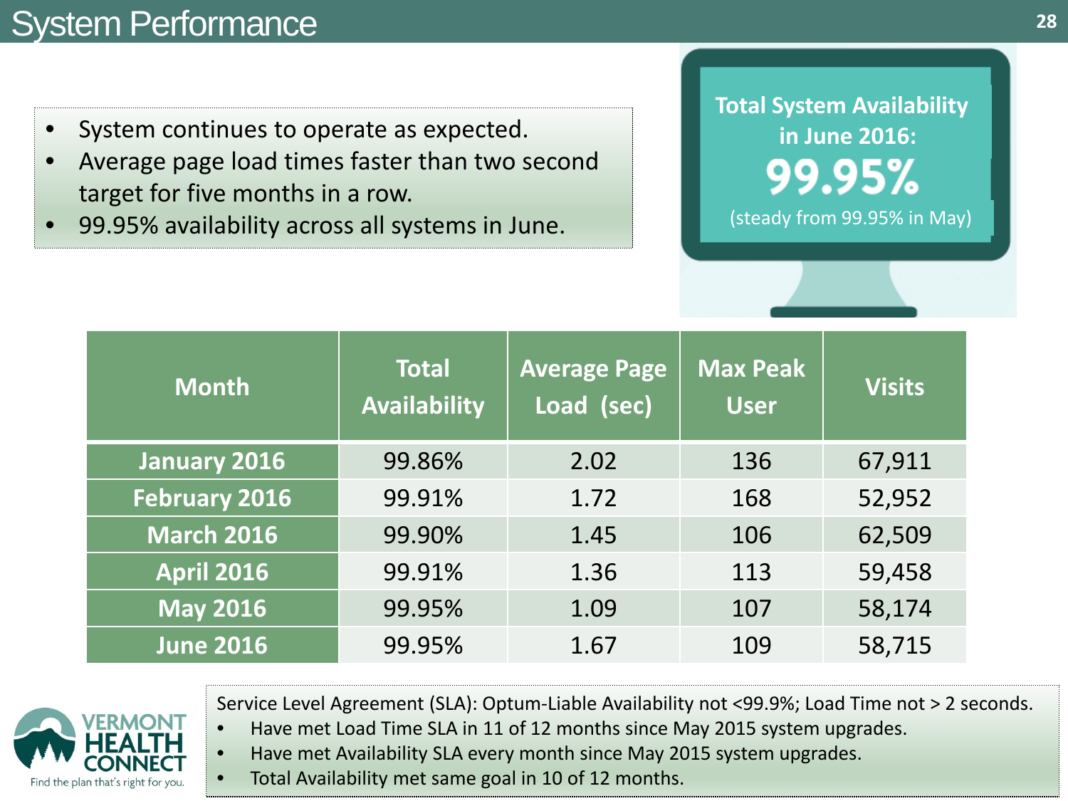# System Performance

- System continues to operate as expected.
- Average page load times faster than two second target for five months in a row.
- 99.95% availability across all systems in June.

**Total System Availability in June 2016:**

**99.95%**

(steady from 99.95% in May)

| Month | Total Availability | Average Page Load (sec) | Max Peak User | Visits |
|---|---|---|---|---|
| **January 2016** | 99.86% | 2.02 | 136 | 67,911 |
| **February 2016** | 99.91% | 1.72 | 168 | 52,952 |
| **March 2016** | 99.90% | 1.45 | 106 | 62,509 |
| **April 2016** | 99.91% | 1.36 | 113 | 59,458 |
| **May 2016** | 99.95% | 1.09 | 107 | 58,174 |
| **June 2016** | 99.95% | 1.67 | 109 | 58,715 |

VERMONT HEALTH CONNECT
Find the plan that's right for you.

Service Level Agreement (SLA): Optum-Liable Availability not <99.9%; Load Time not > 2 seconds.

- Have met Load Time SLA in 11 of 12 months since May 2015 system upgrades.
- Have met Availability SLA every month since May 2015 system upgrades.
- Total Availability met same goal in 10 of 12 months.